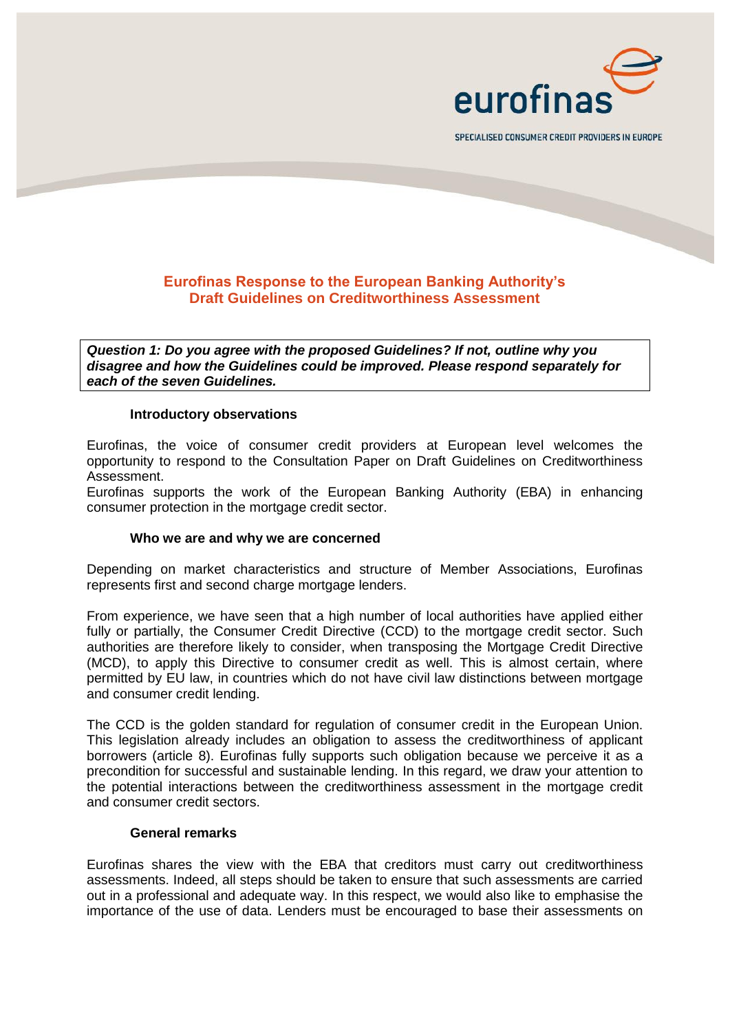eurofinas

SPECIALISED CONSUMER CREDIT PROVIDERS IN EUROPE

# Eurofinas Response to the European Banking Authority's Draft Guidelines on Creditworthiness Assessment

***Question 1: Do you agree with the proposed Guidelines? If not, outline why you disagree and how the Guidelines could be improved. Please respond separately for each of the seven Guidelines.***

### Introductory observations

Eurofinas, the voice of consumer credit providers at European level welcomes the opportunity to respond to the Consultation Paper on Draft Guidelines on Creditworthiness Assessment.

Eurofinas supports the work of the European Banking Authority (EBA) in enhancing consumer protection in the mortgage credit sector.

### Who we are and why we are concerned

Depending on market characteristics and structure of Member Associations, Eurofinas represents first and second charge mortgage lenders.

From experience, we have seen that a high number of local authorities have applied either fully or partially, the Consumer Credit Directive (CCD) to the mortgage credit sector. Such authorities are therefore likely to consider, when transposing the Mortgage Credit Directive (MCD), to apply this Directive to consumer credit as well. This is almost certain, where permitted by EU law, in countries which do not have civil law distinctions between mortgage and consumer credit lending.

The CCD is the golden standard for regulation of consumer credit in the European Union. This legislation already includes an obligation to assess the creditworthiness of applicant borrowers (article 8). Eurofinas fully supports such obligation because we perceive it as a precondition for successful and sustainable lending. In this regard, we draw your attention to the potential interactions between the creditworthiness assessment in the mortgage credit and consumer credit sectors.

### General remarks

Eurofinas shares the view with the EBA that creditors must carry out creditworthiness assessments. Indeed, all steps should be taken to ensure that such assessments are carried out in a professional and adequate way. In this respect, we would also like to emphasise the importance of the use of data. Lenders must be encouraged to base their assessments on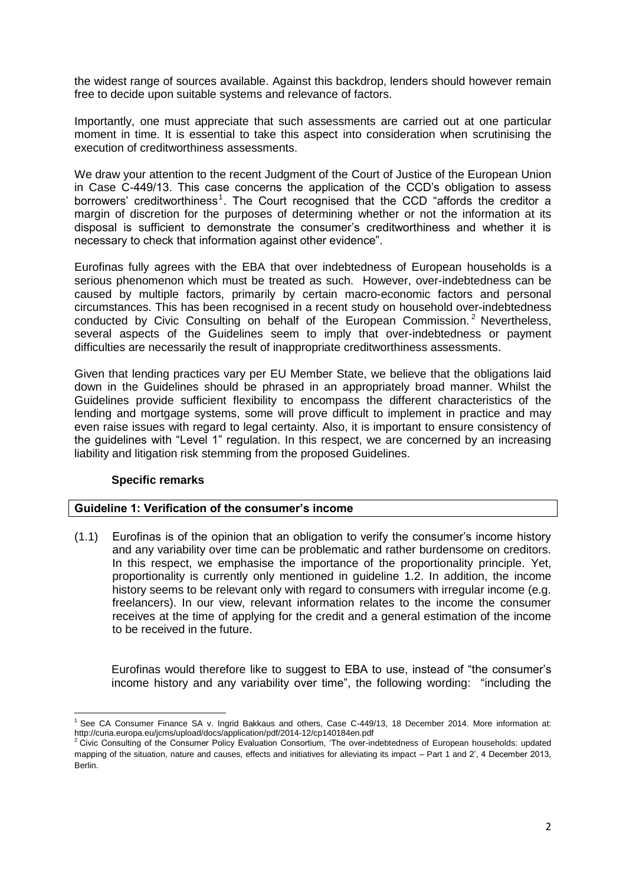the widest range of sources available. Against this backdrop, lenders should however remain free to decide upon suitable systems and relevance of factors.

Importantly, one must appreciate that such assessments are carried out at one particular moment in time. It is essential to take this aspect into consideration when scrutinising the execution of creditworthiness assessments.

We draw your attention to the recent Judgment of the Court of Justice of the European Union in Case C-449/13. This case concerns the application of the CCD's obligation to assess borrowers' creditworthiness[1]. The Court recognised that the CCD "affords the creditor a margin of discretion for the purposes of determining whether or not the information at its disposal is sufficient to demonstrate the consumer's creditworthiness and whether it is necessary to check that information against other evidence".

Eurofinas fully agrees with the EBA that over indebtedness of European households is a serious phenomenon which must be treated as such. However, over-indebtedness can be caused by multiple factors, primarily by certain macro-economic factors and personal circumstances. This has been recognised in a recent study on household over-indebtedness conducted by Civic Consulting on behalf of the European Commission.[2] Nevertheless, several aspects of the Guidelines seem to imply that over-indebtedness or payment difficulties are necessarily the result of inappropriate creditworthiness assessments.

Given that lending practices vary per EU Member State, we believe that the obligations laid down in the Guidelines should be phrased in an appropriately broad manner. Whilst the Guidelines provide sufficient flexibility to encompass the different characteristics of the lending and mortgage systems, some will prove difficult to implement in practice and may even raise issues with regard to legal certainty. Also, it is important to ensure consistency of the guidelines with "Level 1" regulation. In this respect, we are concerned by an increasing liability and litigation risk stemming from the proposed Guidelines.

### Specific remarks

| **Guideline 1: Verification of the consumer's income** |
|---|

(1.1) Eurofinas is of the opinion that an obligation to verify the consumer's income history and any variability over time can be problematic and rather burdensome on creditors. In this respect, we emphasise the importance of the proportionality principle. Yet, proportionality is currently only mentioned in guideline 1.2. In addition, the income history seems to be relevant only with regard to consumers with irregular income (e.g. freelancers). In our view, relevant information relates to the income the consumer receives at the time of applying for the credit and a general estimation of the income to be received in the future.

Eurofinas would therefore like to suggest to EBA to use, instead of "the consumer's income history and any variability over time", the following wording: "including the

[1] See CA Consumer Finance SA v. Ingrid Bakkaus and others, Case C-449/13, 18 December 2014. More information at: http://curia.europa.eu/jcms/upload/docs/application/pdf/2014-12/cp140184en.pdf

[2] Civic Consulting of the Consumer Policy Evaluation Consortium, 'The over-indebtedness of European households: updated mapping of the situation, nature and causes, effects and initiatives for alleviating its impact – Part 1 and 2', 4 December 2013, Berlin.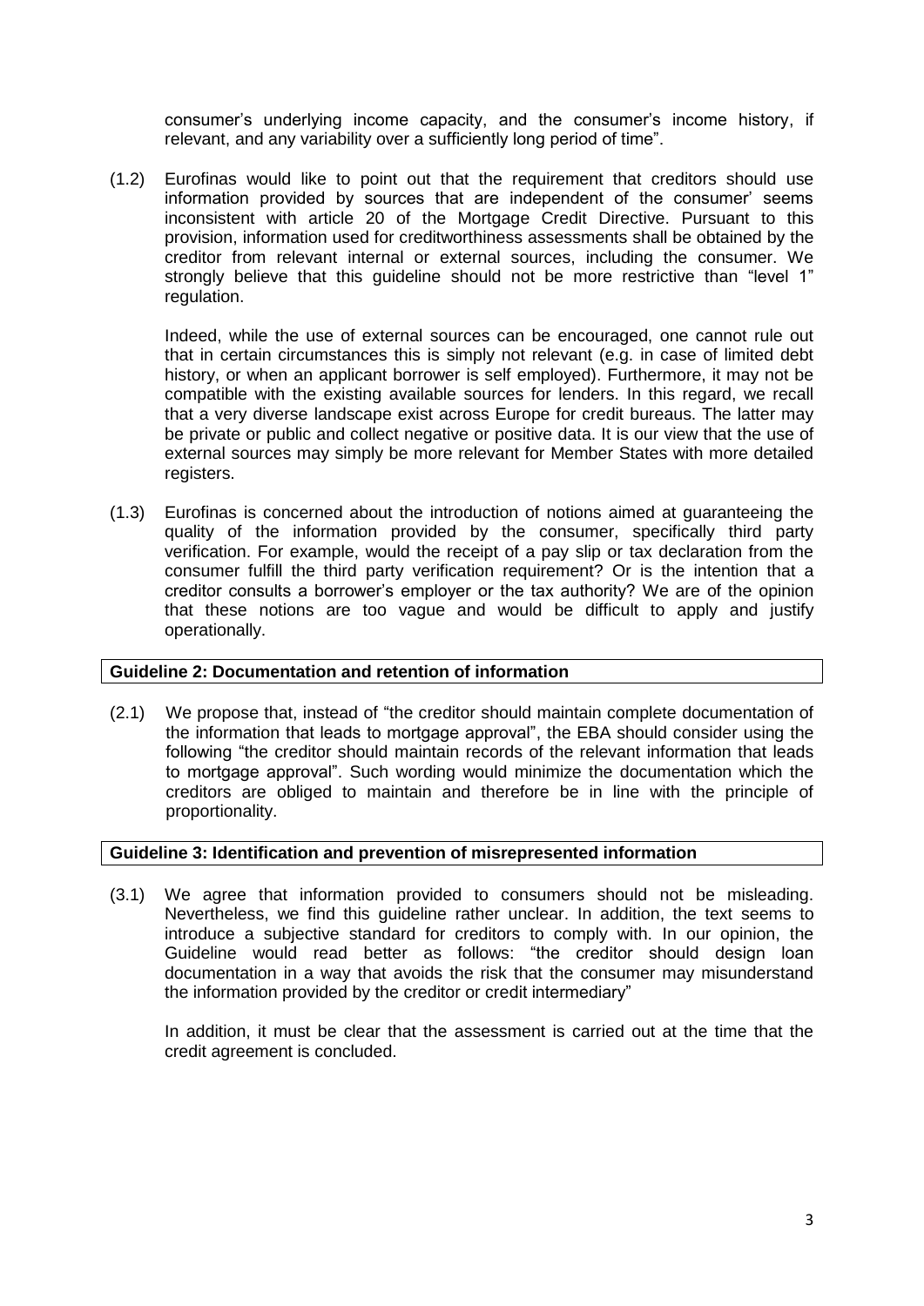consumer's underlying income capacity, and the consumer's income history, if relevant, and any variability over a sufficiently long period of time".

(1.2) Eurofinas would like to point out that the requirement that creditors should use information provided by sources that are independent of the consumer' seems inconsistent with article 20 of the Mortgage Credit Directive. Pursuant to this provision, information used for creditworthiness assessments shall be obtained by the creditor from relevant internal or external sources, including the consumer. We strongly believe that this guideline should not be more restrictive than "level 1" regulation.

Indeed, while the use of external sources can be encouraged, one cannot rule out that in certain circumstances this is simply not relevant (e.g. in case of limited debt history, or when an applicant borrower is self employed). Furthermore, it may not be compatible with the existing available sources for lenders. In this regard, we recall that a very diverse landscape exist across Europe for credit bureaus. The latter may be private or public and collect negative or positive data. It is our view that the use of external sources may simply be more relevant for Member States with more detailed registers.

(1.3) Eurofinas is concerned about the introduction of notions aimed at guaranteeing the quality of the information provided by the consumer, specifically third party verification. For example, would the receipt of a pay slip or tax declaration from the consumer fulfill the third party verification requirement? Or is the intention that a creditor consults a borrower's employer or the tax authority? We are of the opinion that these notions are too vague and would be difficult to apply and justify operationally.

**Guideline 2: Documentation and retention of information**

(2.1) We propose that, instead of "the creditor should maintain complete documentation of the information that leads to mortgage approval", the EBA should consider using the following "the creditor should maintain records of the relevant information that leads to mortgage approval". Such wording would minimize the documentation which the creditors are obliged to maintain and therefore be in line with the principle of proportionality.

**Guideline 3: Identification and prevention of misrepresented information**

(3.1) We agree that information provided to consumers should not be misleading. Nevertheless, we find this guideline rather unclear. In addition, the text seems to introduce a subjective standard for creditors to comply with. In our opinion, the Guideline would read better as follows: "the creditor should design loan documentation in a way that avoids the risk that the consumer may misunderstand the information provided by the creditor or credit intermediary"

In addition, it must be clear that the assessment is carried out at the time that the credit agreement is concluded.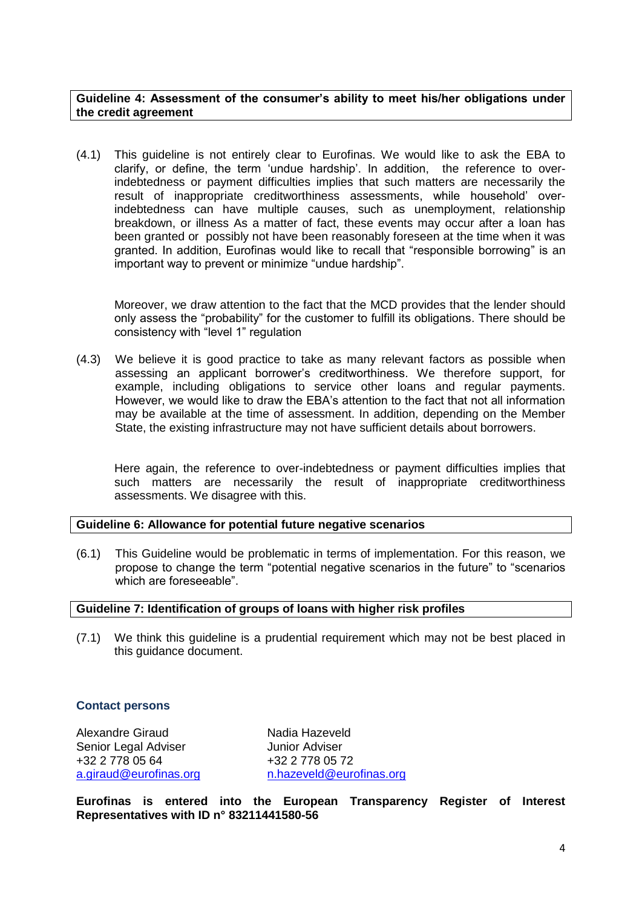**Guideline 4: Assessment of the consumer's ability to meet his/her obligations under the credit agreement**

(4.1) This guideline is not entirely clear to Eurofinas. We would like to ask the EBA to clarify, or define, the term 'undue hardship'. In addition, the reference to over-indebtedness or payment difficulties implies that such matters are necessarily the result of inappropriate creditworthiness assessments, while household' over-indebtedness can have multiple causes, such as unemployment, relationship breakdown, or illness As a matter of fact, these events may occur after a loan has been granted or possibly not have been reasonably foreseen at the time when it was granted. In addition, Eurofinas would like to recall that "responsible borrowing" is an important way to prevent or minimize "undue hardship".

Moreover, we draw attention to the fact that the MCD provides that the lender should only assess the "probability" for the customer to fulfill its obligations. There should be consistency with "level 1" regulation

(4.3) We believe it is good practice to take as many relevant factors as possible when assessing an applicant borrower's creditworthiness. We therefore support, for example, including obligations to service other loans and regular payments. However, we would like to draw the EBA's attention to the fact that not all information may be available at the time of assessment. In addition, depending on the Member State, the existing infrastructure may not have sufficient details about borrowers.

Here again, the reference to over-indebtedness or payment difficulties implies that such matters are necessarily the result of inappropriate creditworthiness assessments. We disagree with this.

**Guideline 6: Allowance for potential future negative scenarios**

(6.1) This Guideline would be problematic in terms of implementation. For this reason, we propose to change the term "potential negative scenarios in the future" to "scenarios which are foreseeable".

**Guideline 7: Identification of groups of loans with higher risk profiles**

(7.1) We think this guideline is a prudential requirement which may not be best placed in this guidance document.

### Contact persons

Alexandre Giraud
Senior Legal Adviser
+32 2 778 05 64
a.giraud@eurofinas.org

Nadia Hazeveld
Junior Adviser
+32 2 778 05 72
n.hazeveld@eurofinas.org

**Eurofinas is entered into the European Transparency Register of Interest Representatives with ID n° 83211441580-56**